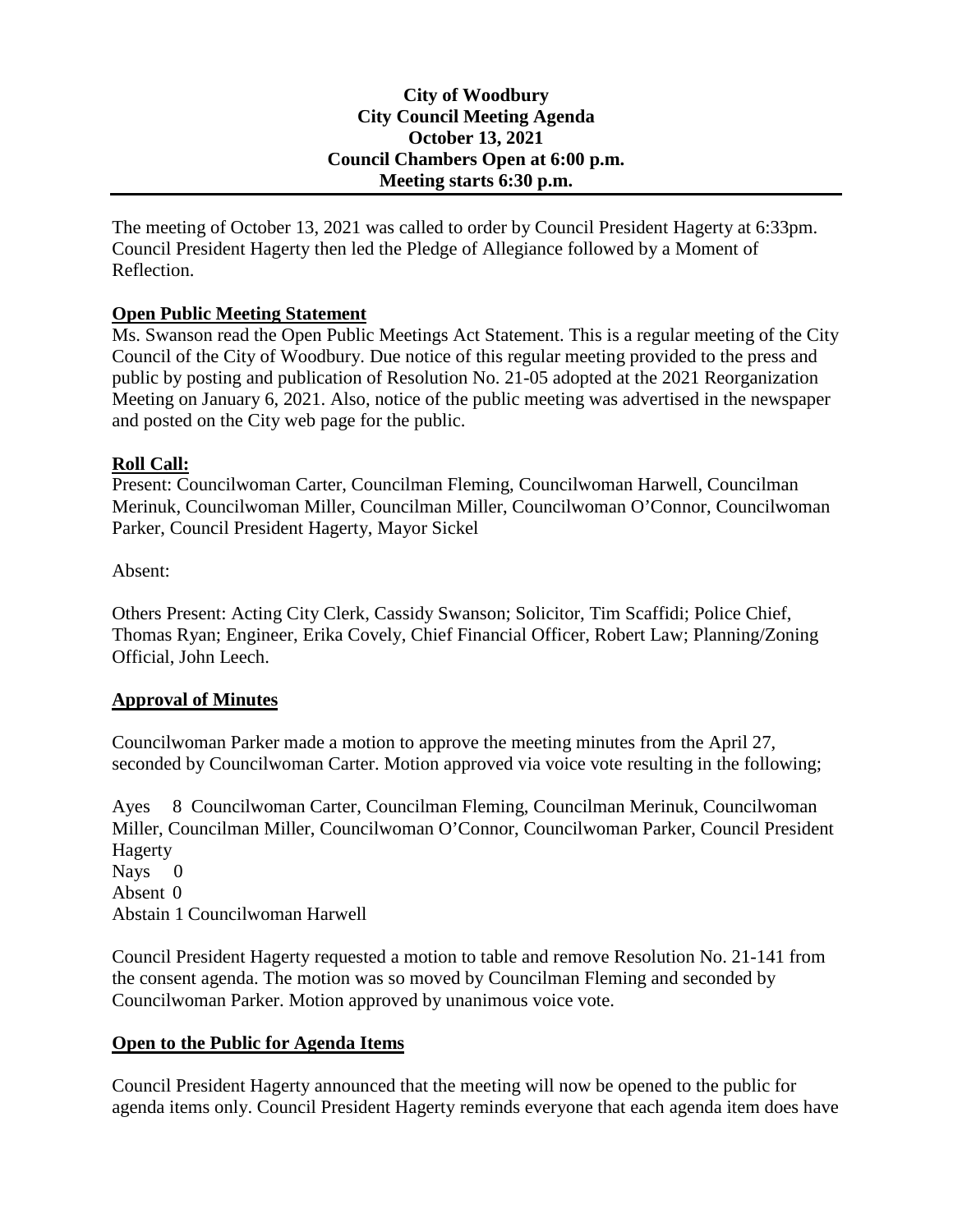**City of Woodbury**
**City Council Meeting Agenda**
**October 13, 2021**
**Council Chambers Open at 6:00 p.m.**
**Meeting starts 6:30 p.m.**

---

The meeting of October 13, 2021 was called to order by Council President Hagerty at 6:33pm. Council President Hagerty then led the Pledge of Allegiance followed by a Moment of Reflection.

## Open Public Meeting Statement

Ms. Swanson read the Open Public Meetings Act Statement. This is a regular meeting of the City Council of the City of Woodbury. Due notice of this regular meeting provided to the press and public by posting and publication of Resolution No. 21-05 adopted at the 2021 Reorganization Meeting on January 6, 2021. Also, notice of the public meeting was advertised in the newspaper and posted on the City web page for the public.

## Roll Call:

Present: Councilwoman Carter, Councilman Fleming, Councilwoman Harwell, Councilman Merinuk, Councilwoman Miller, Councilman Miller, Councilwoman O'Connor, Councilwoman Parker, Council President Hagerty, Mayor Sickel

Absent:

Others Present: Acting City Clerk, Cassidy Swanson; Solicitor, Tim Scaffidi; Police Chief, Thomas Ryan; Engineer, Erika Covely, Chief Financial Officer, Robert Law; Planning/Zoning Official, John Leech.

## Approval of Minutes

Councilwoman Parker made a motion to approve the meeting minutes from the April 27, seconded by Councilwoman Carter. Motion approved via voice vote resulting in the following;

Ayes 8 Councilwoman Carter, Councilman Fleming, Councilman Merinuk, Councilwoman Miller, Councilman Miller, Councilwoman O'Connor, Councilwoman Parker, Council President Hagerty
Nays 0
Absent 0
Abstain 1 Councilwoman Harwell

Council President Hagerty requested a motion to table and remove Resolution No. 21-141 from the consent agenda. The motion was so moved by Councilman Fleming and seconded by Councilwoman Parker. Motion approved by unanimous voice vote.

## Open to the Public for Agenda Items

Council President Hagerty announced that the meeting will now be opened to the public for agenda items only. Council President Hagerty reminds everyone that each agenda item does have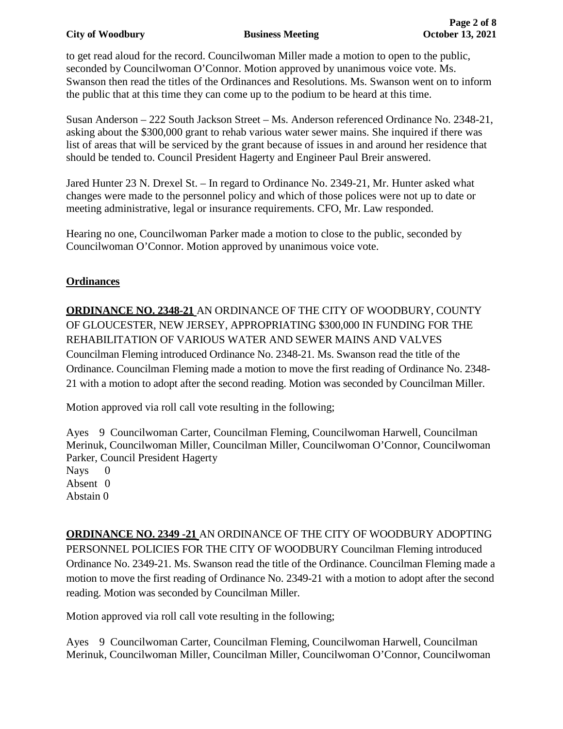to get read aloud for the record. Councilwoman Miller made a motion to open to the public, seconded by Councilwoman O'Connor. Motion approved by unanimous voice vote. Ms. Swanson then read the titles of the Ordinances and Resolutions. Ms. Swanson went on to inform the public that at this time they can come up to the podium to be heard at this time.

Susan Anderson – 222 South Jackson Street – Ms. Anderson referenced Ordinance No. 2348-21, asking about the $300,000 grant to rehab various water sewer mains. She inquired if there was list of areas that will be serviced by the grant because of issues in and around her residence that should be tended to. Council President Hagerty and Engineer Paul Breir answered.

Jared Hunter 23 N. Drexel St. – In regard to Ordinance No. 2349-21, Mr. Hunter asked what changes were made to the personnel policy and which of those polices were not up to date or meeting administrative, legal or insurance requirements. CFO, Mr. Law responded.

Hearing no one, Councilwoman Parker made a motion to close to the public, seconded by Councilwoman O'Connor. Motion approved by unanimous voice vote.

## Ordinances

**ORDINANCE NO. 2348-21** AN ORDINANCE OF THE CITY OF WOODBURY, COUNTY OF GLOUCESTER, NEW JERSEY, APPROPRIATING $300,000 IN FUNDING FOR THE REHABILITATION OF VARIOUS WATER AND SEWER MAINS AND VALVES Councilman Fleming introduced Ordinance No. 2348-21. Ms. Swanson read the title of the Ordinance. Councilman Fleming made a motion to move the first reading of Ordinance No. 2348-21 with a motion to adopt after the second reading. Motion was seconded by Councilman Miller.

Motion approved via roll call vote resulting in the following;

Ayes 9 Councilwoman Carter, Councilman Fleming, Councilwoman Harwell, Councilman Merinuk, Councilwoman Miller, Councilman Miller, Councilwoman O'Connor, Councilwoman Parker, Council President Hagerty
Nays 0
Absent 0
Abstain 0

**ORDINANCE NO. 2349 -21** AN ORDINANCE OF THE CITY OF WOODBURY ADOPTING PERSONNEL POLICIES FOR THE CITY OF WOODBURY Councilman Fleming introduced Ordinance No. 2349-21. Ms. Swanson read the title of the Ordinance. Councilman Fleming made a motion to move the first reading of Ordinance No. 2349-21 with a motion to adopt after the second reading. Motion was seconded by Councilman Miller.

Motion approved via roll call vote resulting in the following;

Ayes 9 Councilwoman Carter, Councilman Fleming, Councilwoman Harwell, Councilman Merinuk, Councilwoman Miller, Councilman Miller, Councilwoman O'Connor, Councilwoman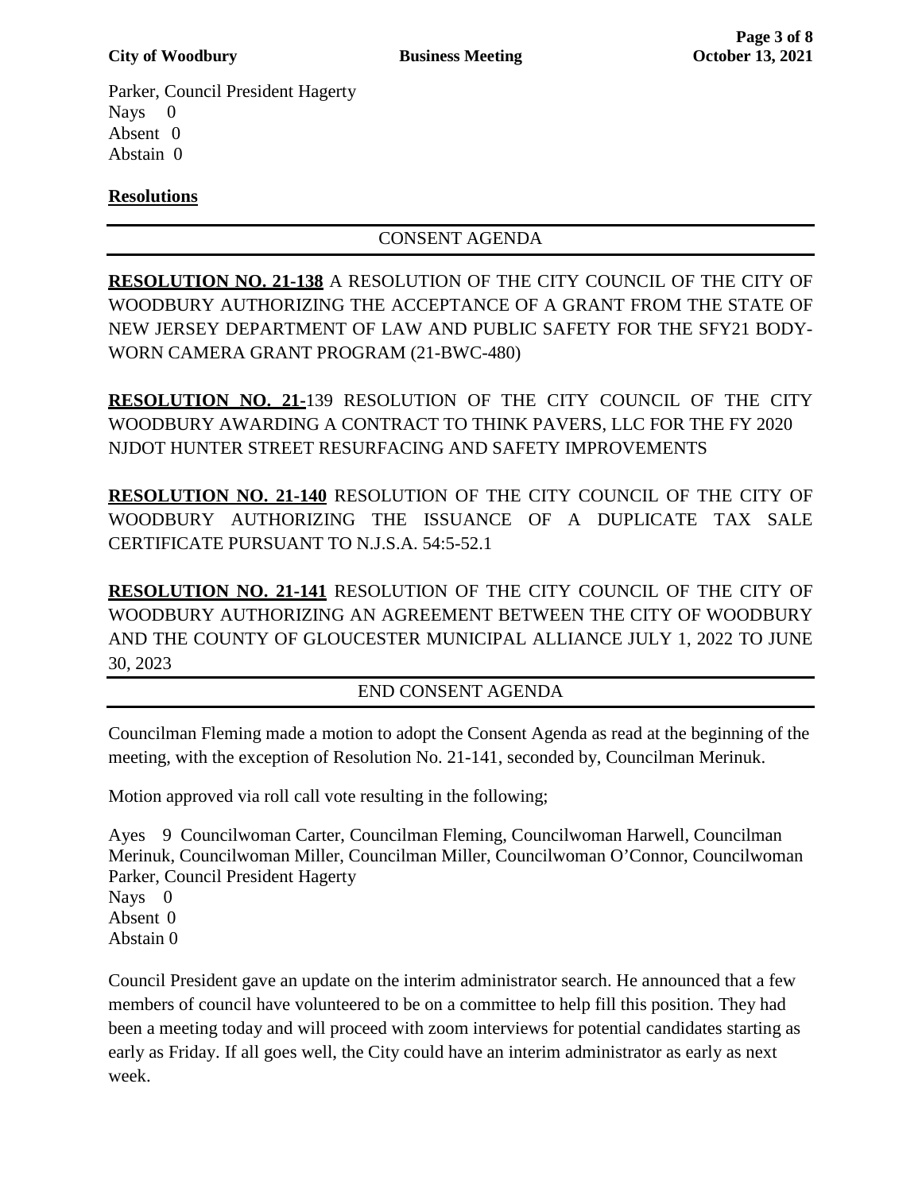Parker, Council President Hagerty
Nays 0
Absent 0
Abstain 0

**Resolutions**

---

CONSENT AGENDA

---

**RESOLUTION NO. 21-138** A RESOLUTION OF THE CITY COUNCIL OF THE CITY OF WOODBURY AUTHORIZING THE ACCEPTANCE OF A GRANT FROM THE STATE OF NEW JERSEY DEPARTMENT OF LAW AND PUBLIC SAFETY FOR THE SFY21 BODY-WORN CAMERA GRANT PROGRAM (21-BWC-480)

**RESOLUTION NO. 21-**139 RESOLUTION OF THE CITY COUNCIL OF THE CITY WOODBURY AWARDING A CONTRACT TO THINK PAVERS, LLC FOR THE FY 2020 NJDOT HUNTER STREET RESURFACING AND SAFETY IMPROVEMENTS

**RESOLUTION NO. 21-140** RESOLUTION OF THE CITY COUNCIL OF THE CITY OF WOODBURY AUTHORIZING THE ISSUANCE OF A DUPLICATE TAX SALE CERTIFICATE PURSUANT TO N.J.S.A. 54:5-52.1

**RESOLUTION NO. 21-141** RESOLUTION OF THE CITY COUNCIL OF THE CITY OF WOODBURY AUTHORIZING AN AGREEMENT BETWEEN THE CITY OF WOODBURY AND THE COUNTY OF GLOUCESTER MUNICIPAL ALLIANCE JULY 1, 2022 TO JUNE 30, 2023

---

END CONSENT AGENDA

---

Councilman Fleming made a motion to adopt the Consent Agenda as read at the beginning of the meeting, with the exception of Resolution No. 21-141, seconded by, Councilman Merinuk.

Motion approved via roll call vote resulting in the following;

Ayes 9 Councilwoman Carter, Councilman Fleming, Councilwoman Harwell, Councilman Merinuk, Councilwoman Miller, Councilman Miller, Councilwoman O'Connor, Councilwoman Parker, Council President Hagerty
Nays 0
Absent 0
Abstain 0

Council President gave an update on the interim administrator search. He announced that a few members of council have volunteered to be on a committee to help fill this position. They had been a meeting today and will proceed with zoom interviews for potential candidates starting as early as Friday. If all goes well, the City could have an interim administrator as early as next week.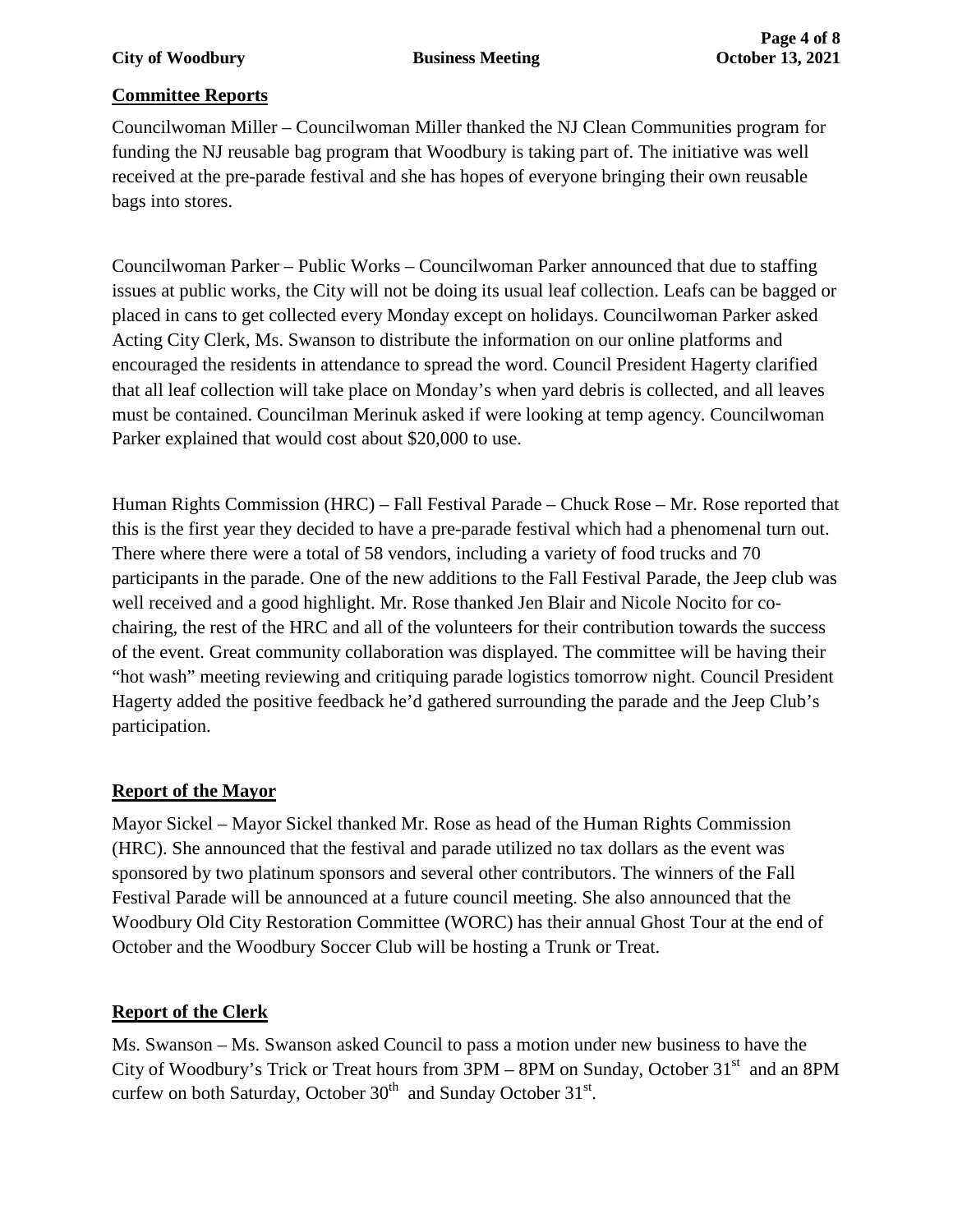## Committee Reports

Councilwoman Miller – Councilwoman Miller thanked the NJ Clean Communities program for funding the NJ reusable bag program that Woodbury is taking part of. The initiative was well received at the pre-parade festival and she has hopes of everyone bringing their own reusable bags into stores.

Councilwoman Parker – Public Works – Councilwoman Parker announced that due to staffing issues at public works, the City will not be doing its usual leaf collection. Leafs can be bagged or placed in cans to get collected every Monday except on holidays. Councilwoman Parker asked Acting City Clerk, Ms. Swanson to distribute the information on our online platforms and encouraged the residents in attendance to spread the word. Council President Hagerty clarified that all leaf collection will take place on Monday's when yard debris is collected, and all leaves must be contained. Councilman Merinuk asked if were looking at temp agency. Councilwoman Parker explained that would cost about $20,000 to use.

Human Rights Commission (HRC) – Fall Festival Parade – Chuck Rose – Mr. Rose reported that this is the first year they decided to have a pre-parade festival which had a phenomenal turn out. There where there were a total of 58 vendors, including a variety of food trucks and 70 participants in the parade. One of the new additions to the Fall Festival Parade, the Jeep club was well received and a good highlight. Mr. Rose thanked Jen Blair and Nicole Nocito for co-chairing, the rest of the HRC and all of the volunteers for their contribution towards the success of the event. Great community collaboration was displayed. The committee will be having their "hot wash" meeting reviewing and critiquing parade logistics tomorrow night. Council President Hagerty added the positive feedback he'd gathered surrounding the parade and the Jeep Club's participation.

## Report of the Mayor

Mayor Sickel – Mayor Sickel thanked Mr. Rose as head of the Human Rights Commission (HRC). She announced that the festival and parade utilized no tax dollars as the event was sponsored by two platinum sponsors and several other contributors. The winners of the Fall Festival Parade will be announced at a future council meeting. She also announced that the Woodbury Old City Restoration Committee (WORC) has their annual Ghost Tour at the end of October and the Woodbury Soccer Club will be hosting a Trunk or Treat.

## Report of the Clerk

Ms. Swanson – Ms. Swanson asked Council to pass a motion under new business to have the City of Woodbury's Trick or Treat hours from 3PM – 8PM on Sunday, October 31st and an 8PM curfew on both Saturday, October 30th and Sunday October 31st.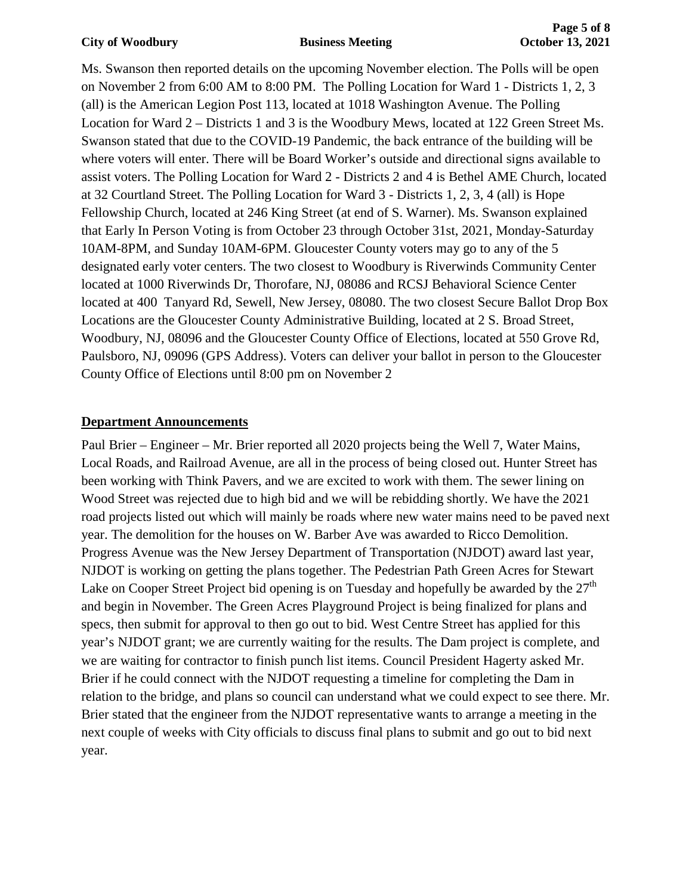Ms. Swanson then reported details on the upcoming November election. The Polls will be open on November 2 from 6:00 AM to 8:00 PM. The Polling Location for Ward 1 - Districts 1, 2, 3 (all) is the American Legion Post 113, located at 1018 Washington Avenue. The Polling Location for Ward 2 – Districts 1 and 3 is the Woodbury Mews, located at 122 Green Street Ms. Swanson stated that due to the COVID-19 Pandemic, the back entrance of the building will be where voters will enter. There will be Board Worker's outside and directional signs available to assist voters. The Polling Location for Ward 2 - Districts 2 and 4 is Bethel AME Church, located at 32 Courtland Street. The Polling Location for Ward 3 - Districts 1, 2, 3, 4 (all) is Hope Fellowship Church, located at 246 King Street (at end of S. Warner). Ms. Swanson explained that Early In Person Voting is from October 23 through October 31st, 2021, Monday-Saturday 10AM-8PM, and Sunday 10AM-6PM. Gloucester County voters may go to any of the 5 designated early voter centers. The two closest to Woodbury is Riverwinds Community Center located at 1000 Riverwinds Dr, Thorofare, NJ, 08086 and RCSJ Behavioral Science Center located at 400 Tanyard Rd, Sewell, New Jersey, 08080. The two closest Secure Ballot Drop Box Locations are the Gloucester County Administrative Building, located at 2 S. Broad Street, Woodbury, NJ, 08096 and the Gloucester County Office of Elections, located at 550 Grove Rd, Paulsboro, NJ, 09096 (GPS Address). Voters can deliver your ballot in person to the Gloucester County Office of Elections until 8:00 pm on November 2

**Department Announcements**

Paul Brier – Engineer – Mr. Brier reported all 2020 projects being the Well 7, Water Mains, Local Roads, and Railroad Avenue, are all in the process of being closed out. Hunter Street has been working with Think Pavers, and we are excited to work with them. The sewer lining on Wood Street was rejected due to high bid and we will be rebidding shortly. We have the 2021 road projects listed out which will mainly be roads where new water mains need to be paved next year. The demolition for the houses on W. Barber Ave was awarded to Ricco Demolition. Progress Avenue was the New Jersey Department of Transportation (NJDOT) award last year, NJDOT is working on getting the plans together. The Pedestrian Path Green Acres for Stewart Lake on Cooper Street Project bid opening is on Tuesday and hopefully be awarded by the 27th and begin in November. The Green Acres Playground Project is being finalized for plans and specs, then submit for approval to then go out to bid. West Centre Street has applied for this year's NJDOT grant; we are currently waiting for the results. The Dam project is complete, and we are waiting for contractor to finish punch list items. Council President Hagerty asked Mr. Brier if he could connect with the NJDOT requesting a timeline for completing the Dam in relation to the bridge, and plans so council can understand what we could expect to see there. Mr. Brier stated that the engineer from the NJDOT representative wants to arrange a meeting in the next couple of weeks with City officials to discuss final plans to submit and go out to bid next year.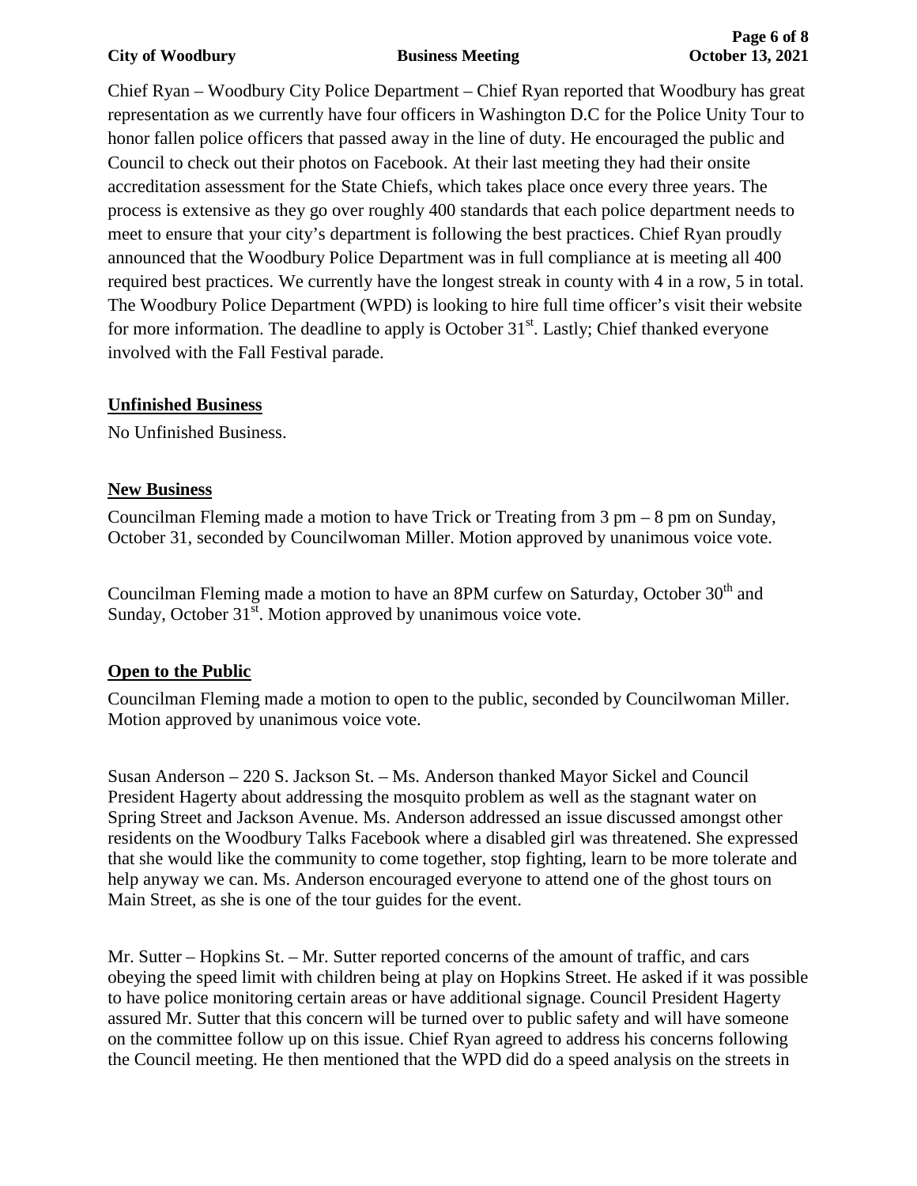Chief Ryan – Woodbury City Police Department – Chief Ryan reported that Woodbury has great representation as we currently have four officers in Washington D.C for the Police Unity Tour to honor fallen police officers that passed away in the line of duty. He encouraged the public and Council to check out their photos on Facebook. At their last meeting they had their onsite accreditation assessment for the State Chiefs, which takes place once every three years. The process is extensive as they go over roughly 400 standards that each police department needs to meet to ensure that your city's department is following the best practices. Chief Ryan proudly announced that the Woodbury Police Department was in full compliance at is meeting all 400 required best practices. We currently have the longest streak in county with 4 in a row, 5 in total. The Woodbury Police Department (WPD) is looking to hire full time officer's visit their website for more information. The deadline to apply is October 31st. Lastly; Chief thanked everyone involved with the Fall Festival parade.

## Unfinished Business

No Unfinished Business.

## New Business

Councilman Fleming made a motion to have Trick or Treating from 3 pm – 8 pm on Sunday, October 31, seconded by Councilwoman Miller. Motion approved by unanimous voice vote.

Councilman Fleming made a motion to have an 8PM curfew on Saturday, October 30th and Sunday, October 31st. Motion approved by unanimous voice vote.

## Open to the Public

Councilman Fleming made a motion to open to the public, seconded by Councilwoman Miller. Motion approved by unanimous voice vote.

Susan Anderson – 220 S. Jackson St. – Ms. Anderson thanked Mayor Sickel and Council President Hagerty about addressing the mosquito problem as well as the stagnant water on Spring Street and Jackson Avenue. Ms. Anderson addressed an issue discussed amongst other residents on the Woodbury Talks Facebook where a disabled girl was threatened. She expressed that she would like the community to come together, stop fighting, learn to be more tolerate and help anyway we can. Ms. Anderson encouraged everyone to attend one of the ghost tours on Main Street, as she is one of the tour guides for the event.

Mr. Sutter – Hopkins St. – Mr. Sutter reported concerns of the amount of traffic, and cars obeying the speed limit with children being at play on Hopkins Street. He asked if it was possible to have police monitoring certain areas or have additional signage. Council President Hagerty assured Mr. Sutter that this concern will be turned over to public safety and will have someone on the committee follow up on this issue. Chief Ryan agreed to address his concerns following the Council meeting. He then mentioned that the WPD did do a speed analysis on the streets in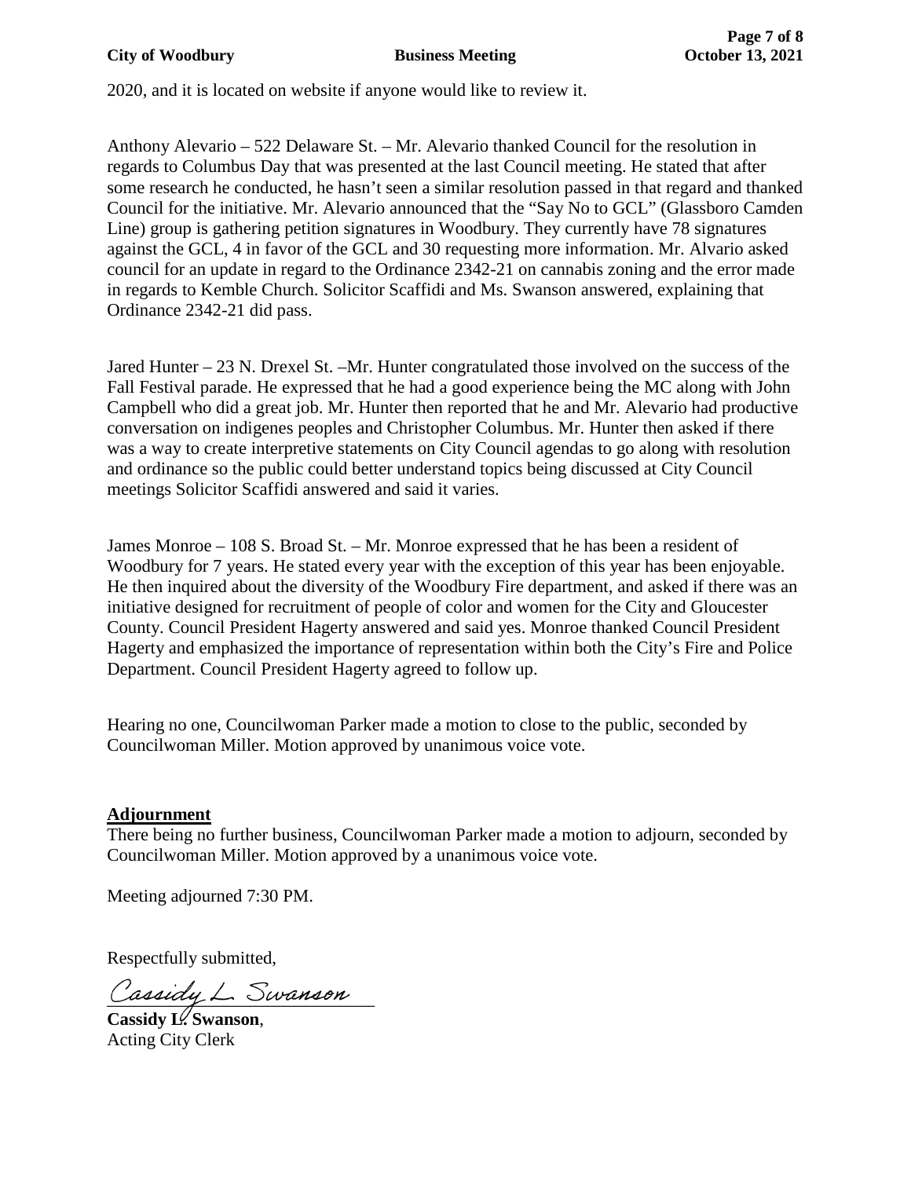2020, and it is located on website if anyone would like to review it.

Anthony Alevario – 522 Delaware St. – Mr. Alevario thanked Council for the resolution in regards to Columbus Day that was presented at the last Council meeting. He stated that after some research he conducted, he hasn't seen a similar resolution passed in that regard and thanked Council for the initiative. Mr. Alevario announced that the "Say No to GCL" (Glassboro Camden Line) group is gathering petition signatures in Woodbury. They currently have 78 signatures against the GCL, 4 in favor of the GCL and 30 requesting more information. Mr. Alvario asked council for an update in regard to the Ordinance 2342-21 on cannabis zoning and the error made in regards to Kemble Church. Solicitor Scaffidi and Ms. Swanson answered, explaining that Ordinance 2342-21 did pass.

Jared Hunter – 23 N. Drexel St. –Mr. Hunter congratulated those involved on the success of the Fall Festival parade. He expressed that he had a good experience being the MC along with John Campbell who did a great job. Mr. Hunter then reported that he and Mr. Alevario had productive conversation on indigenes peoples and Christopher Columbus. Mr. Hunter then asked if there was a way to create interpretive statements on City Council agendas to go along with resolution and ordinance so the public could better understand topics being discussed at City Council meetings Solicitor Scaffidi answered and said it varies.

James Monroe – 108 S. Broad St. – Mr. Monroe expressed that he has been a resident of Woodbury for 7 years. He stated every year with the exception of this year has been enjoyable. He then inquired about the diversity of the Woodbury Fire department, and asked if there was an initiative designed for recruitment of people of color and women for the City and Gloucester County. Council President Hagerty answered and said yes. Monroe thanked Council President Hagerty and emphasized the importance of representation within both the City's Fire and Police Department. Council President Hagerty agreed to follow up.

Hearing no one, Councilwoman Parker made a motion to close to the public, seconded by Councilwoman Miller. Motion approved by unanimous voice vote.

## Adjournment

There being no further business, Councilwoman Parker made a motion to adjourn, seconded by Councilwoman Miller. Motion approved by a unanimous voice vote.

Meeting adjourned 7:30 PM.

Respectfully submitted,

*Cassidy L. Swanson*

**Cassidy L. Swanson**,
Acting City Clerk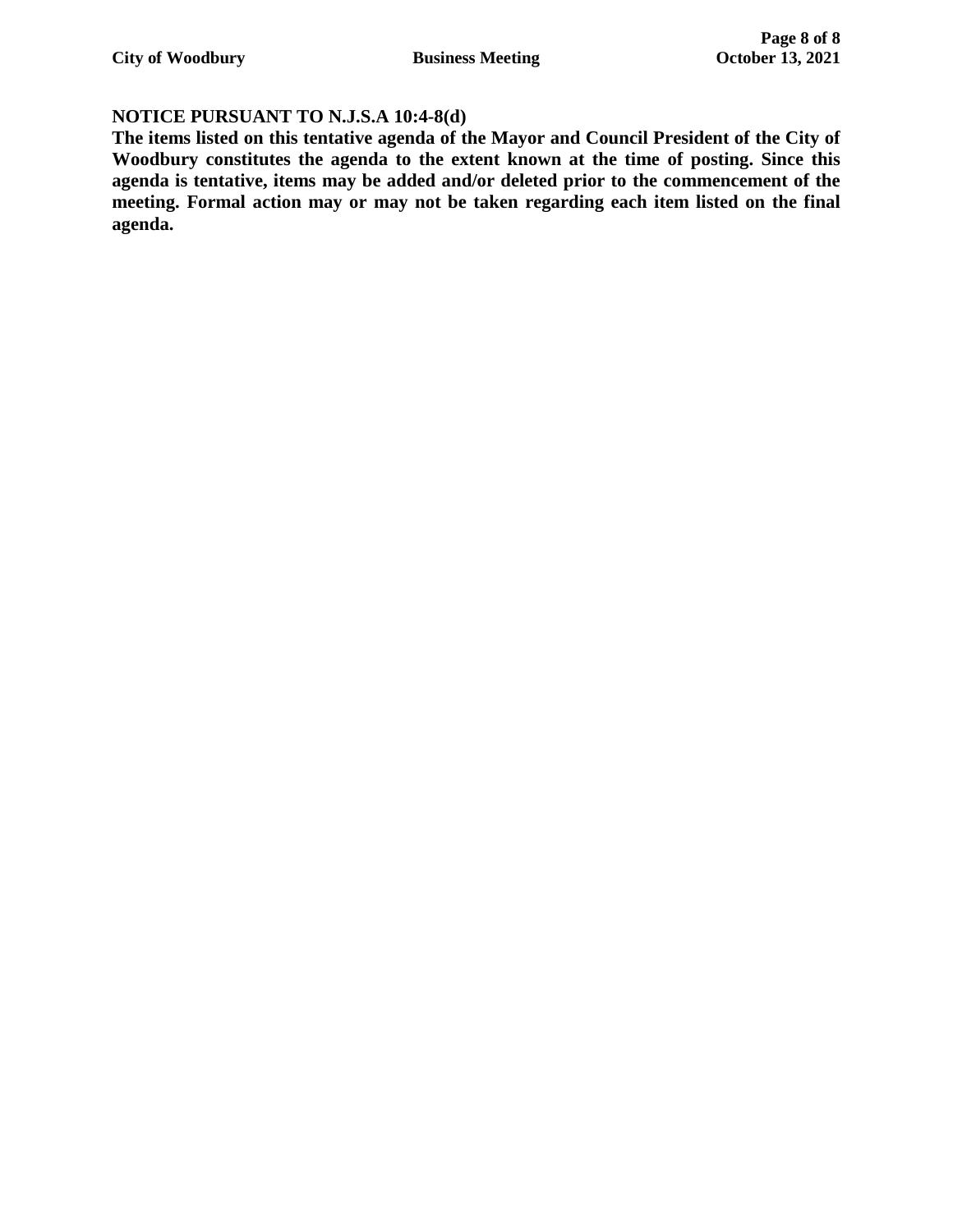**NOTICE PURSUANT TO N.J.S.A 10:4-8(d)**

**The items listed on this tentative agenda of the Mayor and Council President of the City of Woodbury constitutes the agenda to the extent known at the time of posting. Since this agenda is tentative, items may be added and/or deleted prior to the commencement of the meeting. Formal action may or may not be taken regarding each item listed on the final agenda.**